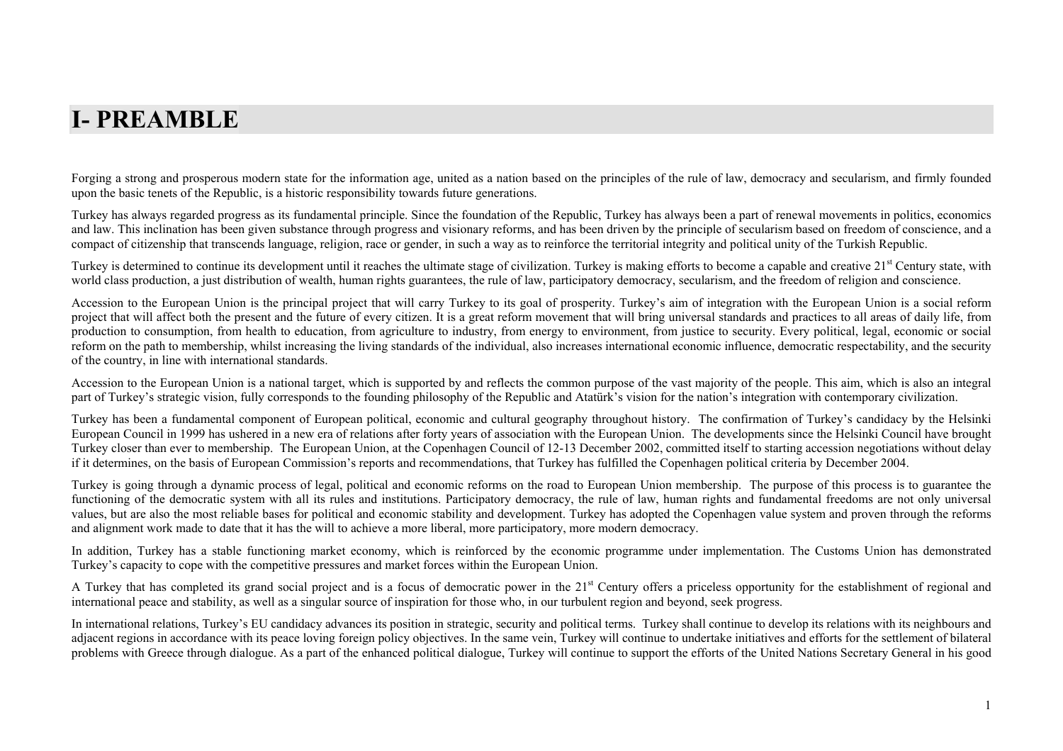# I- PREAMBLE

Forging a strong and prosperous modern state for the information age, united as a nation based on the principles of the rule of law, democracy and secularism, and firmly founded upon the basic tenets of the Republic, is a historic responsibility towards future generations.

Turkey has always regarded progress as its fundamental principle. Since the foundation of the Republic, Turkey has always been a part of renewal movements in politics, economics and law. This inclination has been given substance through progress and visionary reforms, and has been driven by the principle of secularism based on freedom of conscience, and a compact of citizenship that transcends language, religion, race or gender, in such a way as to reinforce the territorial integrity and political unity of the Turkish Republic.

Turkey is determined to continue its development until it reaches the ultimate stage of civilization. Turkey is making efforts to become a capable and creative 21st Century state, with world class production, a just distribution of wealth, human rights guarantees, the rule of law, participatory democracy, secularism, and the freedom of religion and conscience.

Accession to the European Union is the principal project that will carry Turkey to its goal of prosperity. Turkey's aim of integration with the European Union is a social reform project that will affect both the present and the future of every citizen. It is a great reform movement that will bring universal standards and practices to all areas of daily life, from production to consumption, from health to education, from agriculture to industry, from energy to environment, from justice to security. Every political, legal, economic or social reform on the path to membership, whilst increasing the living standards of the individual, also increases international economic influence, democratic respectability, and the security of the country, in line with international standards.

Accession to the European Union is a national target, which is supported by and reflects the common purpose of the vast majority of the people. This aim, which is also an integral part of Turkey's strategic vision, fully corresponds to the founding philosophy of the Republic and Atatürk's vision for the nation's integration with contemporary civilization.

Turkey has been a fundamental component of European political, economic and cultural geography throughout history. The confirmation of Turkey's candidacy by the Helsinki European Council in 1999 has ushered in a new era of relations after forty years of association with the European Union. The developments since the Helsinki Council have brought Turkey closer than ever to membership. The European Union, at the Copenhagen Council of 12-13 December 2002, committed itself to starting accession negotiations without delay if it determines, on the basis of European Commission's reports and recommendations, that Turkey has fulfilled the Copenhagen political criteria by December 2004.

Turkey is going through a dynamic process of legal, political and economic reforms on the road to European Union membership. The purpose of this process is to guarantee the functioning of the democratic system with all its rules and institutions. Participatory democracy, the rule of law, human rights and fundamental freedoms are not only universal values, but are also the most reliable bases for political and economic stability and development. Turkey has adopted the Copenhagen value system and proven through the reforms and alignment work made to date that it has the will to achieve a more liberal, more participatory, more modern democracy.

In addition, Turkey has a stable functioning market economy, which is reinforced by the economic programme under implementation. The Customs Union has demonstrated Turkey's capacity to cope with the competitive pressures and market forces within the European Union.

A Turkey that has completed its grand social project and is a focus of democratic power in the 21st Century offers a priceless opportunity for the establishment of regional and international peace and stability, as well as a singular source of inspiration for those who, in our turbulent region and beyond, seek progress.

In international relations, Turkey's EU candidacy advances its position in strategic, security and political terms. Turkey shall continue to develop its relations with its neighbours and adjacent regions in accordance with its peace loving foreign policy objectives. In the same vein, Turkey will continue to undertake initiatives and efforts for the settlement of bilateral problems with Greece through dialogue. As a part of the enhanced political dialogue, Turkey will continue to support the efforts of the United Nations Secretary General in his good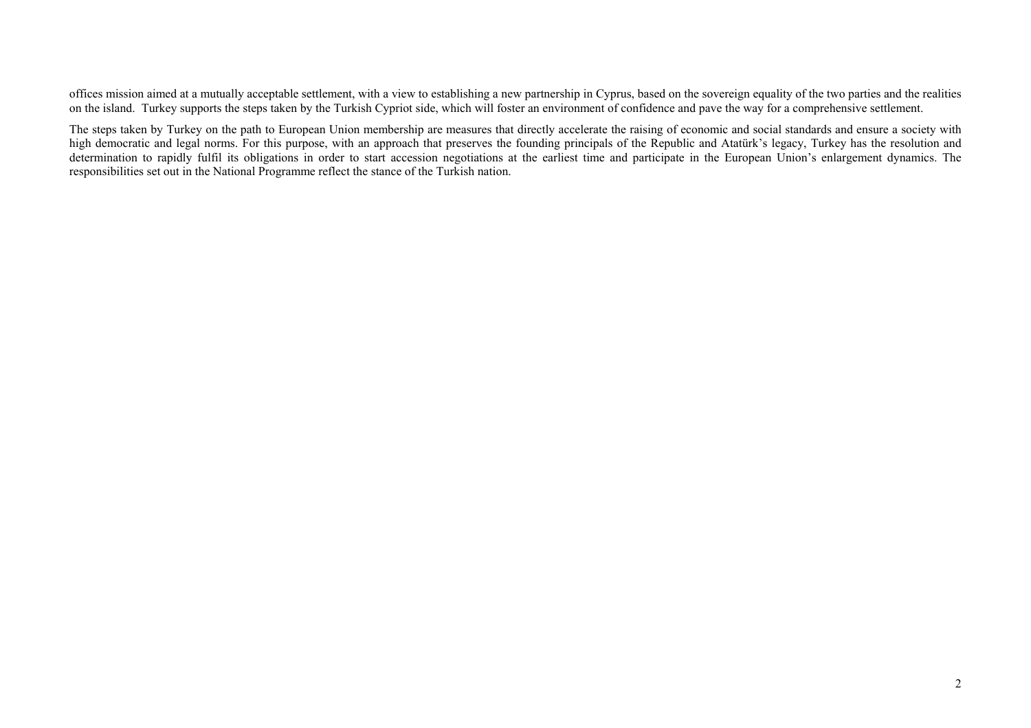offices mission aimed at a mutually acceptable settlement, with a view to establishing a new partnership in Cyprus, based on the sovereign equality of the two parties and the realities on the island. Turkey supports the steps taken by the Turkish Cypriot side, which will foster an environment of confidence and pave the way for a comprehensive settlement.

The steps taken by Turkey on the path to European Union membership are measures that directly accelerate the raising of economic and social standards and ensure a society with high democratic and legal norms. For this purpose, with an approach that preserves the founding principals of the Republic and Atatürk's legacy, Turkey has the resolution and determination to rapidly fulfil its obligations in order to start accession negotiations at the earliest time and participate in the European Union's enlargement dynamics. The responsibilities set out in the National Programme reflect the stance of the Turkish nation.